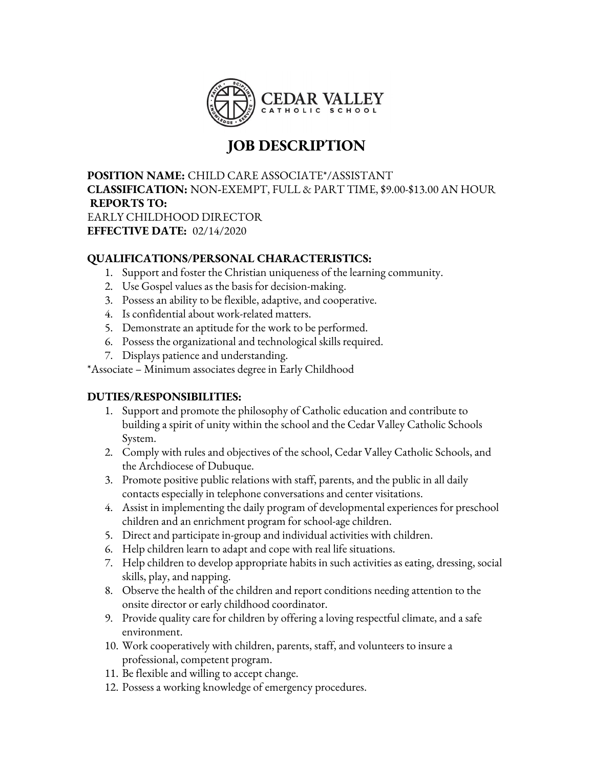**CEDAR VALLEY**
CATHOLIC SCHOOL

# JOB DESCRIPTION

**POSITION NAME:** CHILD CARE ASSOCIATE*/ASSISTANT
**CLASSIFICATION:** NON-EXEMPT, FULL & PART TIME, $9.00-$13.00 AN HOUR
**REPORTS TO:**
EARLY CHILDHOOD DIRECTOR
**EFFECTIVE DATE:** 02/14/2020

### QUALIFICATIONS/PERSONAL CHARACTERISTICS:

1. Support and foster the Christian uniqueness of the learning community.
2. Use Gospel values as the basis for decision-making.
3. Possess an ability to be flexible, adaptive, and cooperative.
4. Is confidential about work-related matters.
5. Demonstrate an aptitude for the work to be performed.
6. Possess the organizational and technological skills required.
7. Displays patience and understanding.

*Associate – Minimum associates degree in Early Childhood

### DUTIES/RESPONSIBILITIES:

1. Support and promote the philosophy of Catholic education and contribute to building a spirit of unity within the school and the Cedar Valley Catholic Schools System.
2. Comply with rules and objectives of the school, Cedar Valley Catholic Schools, and the Archdiocese of Dubuque.
3. Promote positive public relations with staff, parents, and the public in all daily contacts especially in telephone conversations and center visitations.
4. Assist in implementing the daily program of developmental experiences for preschool children and an enrichment program for school-age children.
5. Direct and participate in-group and individual activities with children.
6. Help children learn to adapt and cope with real life situations.
7. Help children to develop appropriate habits in such activities as eating, dressing, social skills, play, and napping.
8. Observe the health of the children and report conditions needing attention to the onsite director or early childhood coordinator.
9. Provide quality care for children by offering a loving respectful climate, and a safe environment.
10. Work cooperatively with children, parents, staff, and volunteers to insure a professional, competent program.
11. Be flexible and willing to accept change.
12. Possess a working knowledge of emergency procedures.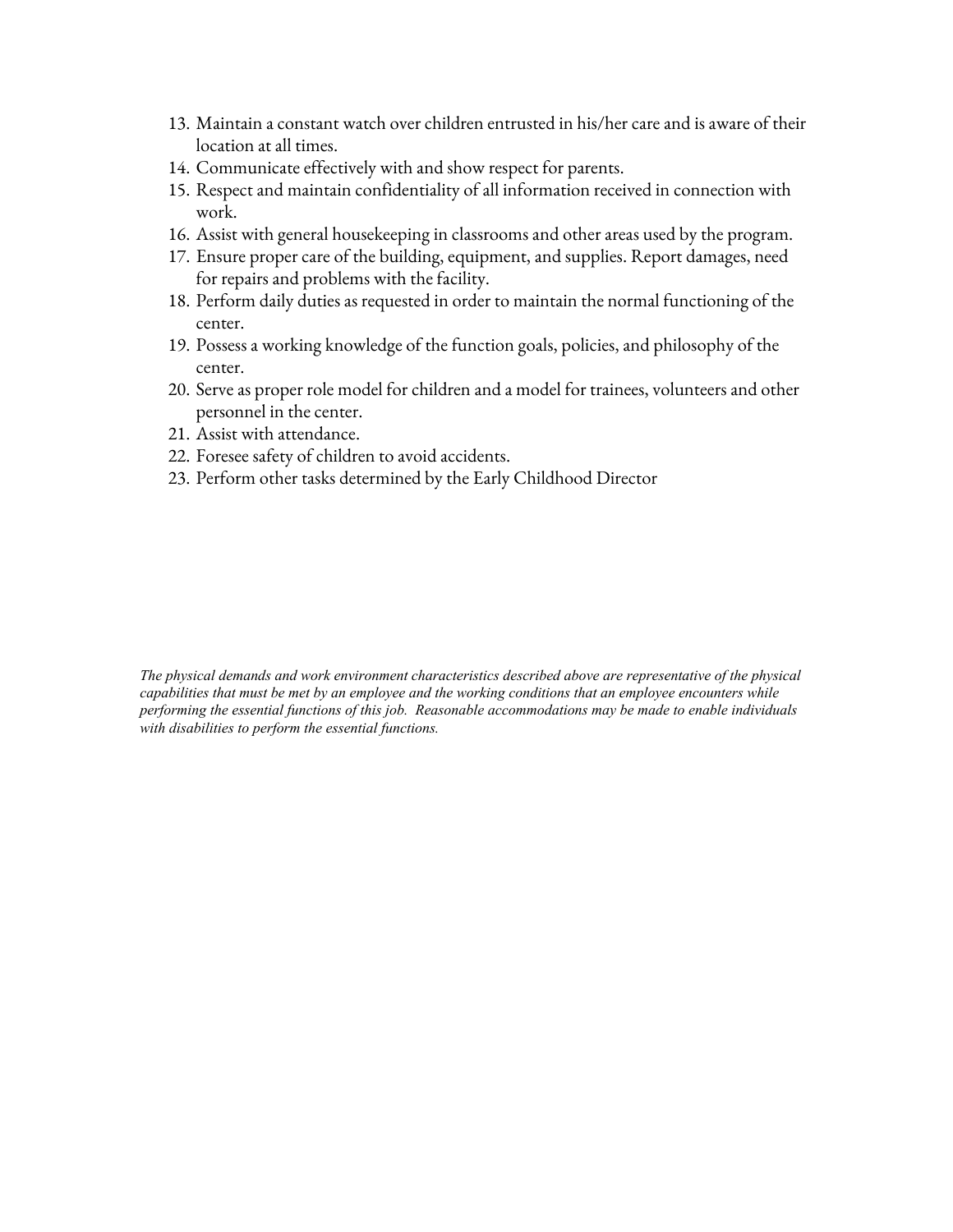13. Maintain a constant watch over children entrusted in his/her care and is aware of their location at all times.
14. Communicate effectively with and show respect for parents.
15. Respect and maintain confidentiality of all information received in connection with work.
16. Assist with general housekeeping in classrooms and other areas used by the program.
17. Ensure proper care of the building, equipment, and supplies. Report damages, need for repairs and problems with the facility.
18. Perform daily duties as requested in order to maintain the normal functioning of the center.
19. Possess a working knowledge of the function goals, policies, and philosophy of the center.
20. Serve as proper role model for children and a model for trainees, volunteers and other personnel in the center.
21. Assist with attendance.
22. Foresee safety of children to avoid accidents.
23. Perform other tasks determined by the Early Childhood Director

*The physical demands and work environment characteristics described above are representative of the physical capabilities that must be met by an employee and the working conditions that an employee encounters while performing the essential functions of this job. Reasonable accommodations may be made to enable individuals with disabilities to perform the essential functions.*